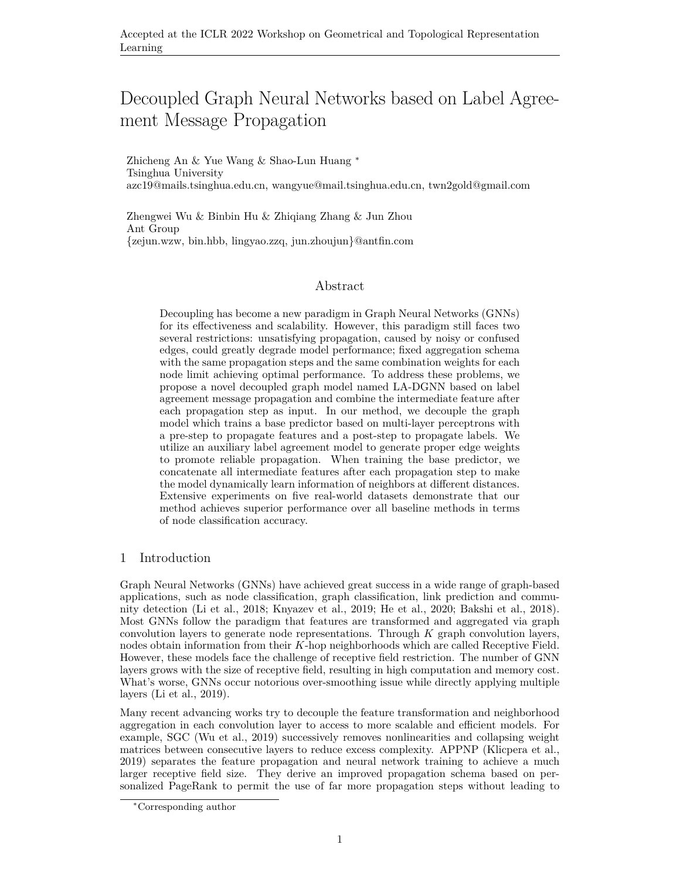# Decoupled Graph Neural Networks based on Label Agreement Message Propagation

Zhicheng An & Yue Wang & Shao-Lun Huang *
Tsinghua University
azc19@mails.tsinghua.edu.cn, wangyue@mail.tsinghua.edu.cn, twn2gold@gmail.com

Zhengwei Wu & Binbin Hu & Zhiqiang Zhang & Jun Zhou
Ant Group
{zejun.wzw, bin.hbb, lingyao.zzq, jun.zhoujun}@antfin.com

## Abstract

Decoupling has become a new paradigm in Graph Neural Networks (GNNs) for its effectiveness and scalability. However, this paradigm still faces two several restrictions: unsatisfying propagation, caused by noisy or confused edges, could greatly degrade model performance; fixed aggregation schema with the same propagation steps and the same combination weights for each node limit achieving optimal performance. To address these problems, we propose a novel decoupled graph model named LA-DGNN based on label agreement message propagation and combine the intermediate feature after each propagation step as input. In our method, we decouple the graph model which trains a base predictor based on multi-layer perceptrons with a pre-step to propagate features and a post-step to propagate labels. We utilize an auxiliary label agreement model to generate proper edge weights to promote reliable propagation. When training the base predictor, we concatenate all intermediate features after each propagation step to make the model dynamically learn information of neighbors at different distances. Extensive experiments on five real-world datasets demonstrate that our method achieves superior performance over all baseline methods in terms of node classification accuracy.

## 1 Introduction

Graph Neural Networks (GNNs) have achieved great success in a wide range of graph-based applications, such as node classification, graph classification, link prediction and community detection (Li et al., 2018; Knyazev et al., 2019; He et al., 2020; Bakshi et al., 2018). Most GNNs follow the paradigm that features are transformed and aggregated via graph convolution layers to generate node representations. Through $K$ graph convolution layers, nodes obtain information from their $K$-hop neighborhoods which are called Receptive Field. However, these models face the challenge of receptive field restriction. The number of GNN layers grows with the size of receptive field, resulting in high computation and memory cost. What's worse, GNNs occur notorious over-smoothing issue while directly applying multiple layers (Li et al., 2019).

Many recent advancing works try to decouple the feature transformation and neighborhood aggregation in each convolution layer to access to more scalable and efficient models. For example, SGC (Wu et al., 2019) successively removes nonlinearities and collapsing weight matrices between consecutive layers to reduce excess complexity. APPNP (Klicpera et al., 2019) separates the feature propagation and neural network training to achieve a much larger receptive field size. They derive an improved propagation schema based on personalized PageRank to permit the use of far more propagation steps without leading to

*Corresponding author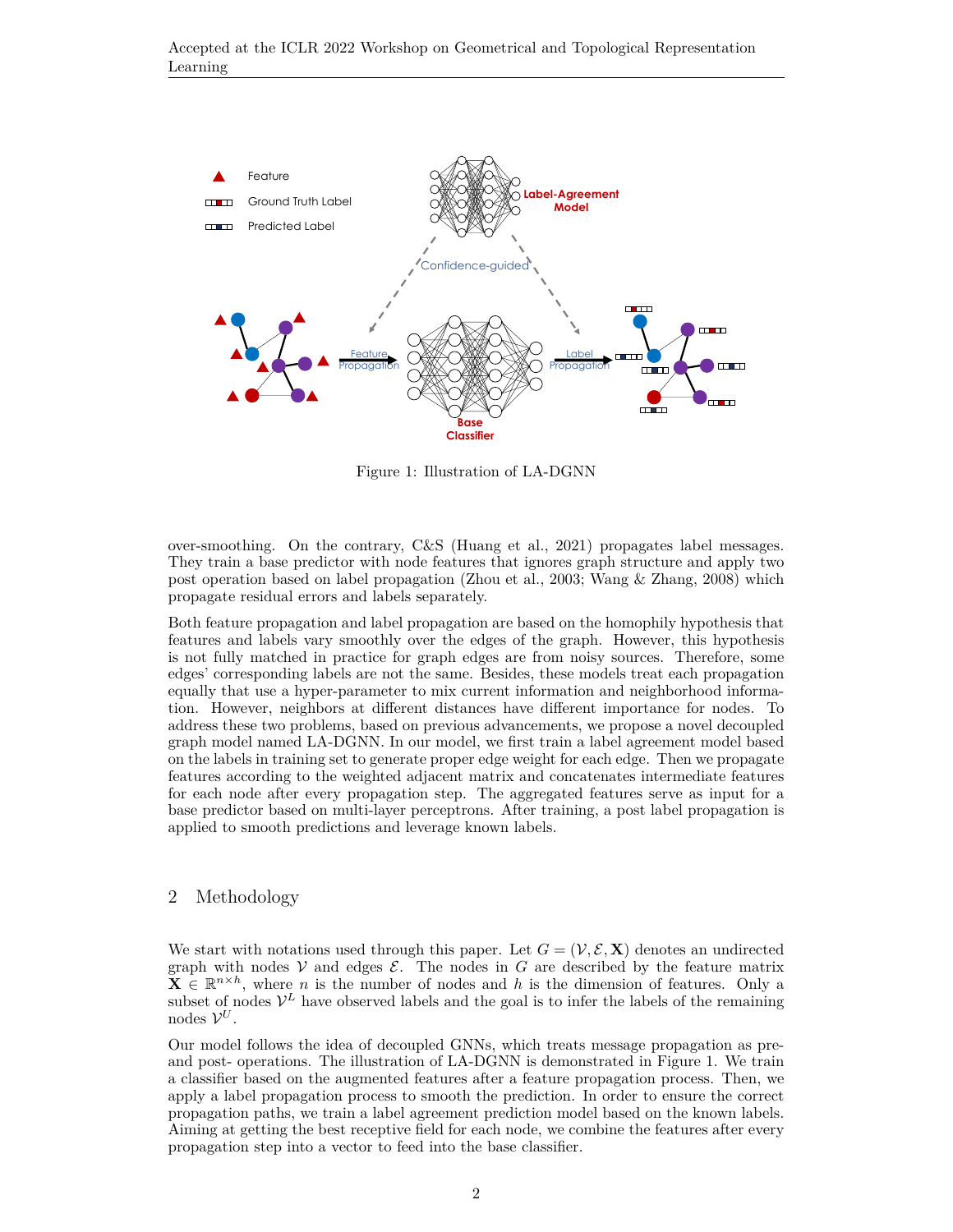Figure 1: Illustration of LA-DGNN

over-smoothing. On the contrary, C&S (Huang et al., 2021) propagates label messages. They train a base predictor with node features that ignores graph structure and apply two post operation based on label propagation (Zhou et al., 2003; Wang & Zhang, 2008) which propagate residual errors and labels separately.

Both feature propagation and label propagation are based on the homophily hypothesis that features and labels vary smoothly over the edges of the graph. However, this hypothesis is not fully matched in practice for graph edges are from noisy sources. Therefore, some edges' corresponding labels are not the same. Besides, these models treat each propagation equally that use a hyper-parameter to mix current information and neighborhood information. However, neighbors at different distances have different importance for nodes. To address these two problems, based on previous advancements, we propose a novel decoupled graph model named LA-DGNN. In our model, we first train a label agreement model based on the labels in training set to generate proper edge weight for each edge. Then we propagate features according to the weighted adjacent matrix and concatenates intermediate features for each node after every propagation step. The aggregated features serve as input for a base predictor based on multi-layer perceptrons. After training, a post label propagation is applied to smooth predictions and leverage known labels.

## 2 Methodology

We start with notations used through this paper. Let $G = (\mathcal{V}, \mathcal{E}, \mathbf{X})$ denotes an undirected graph with nodes $\mathcal{V}$ and edges $\mathcal{E}$. The nodes in $G$ are described by the feature matrix $\mathbf{X} \in \mathbb{R}^{n \times h}$, where $n$ is the number of nodes and $h$ is the dimension of features. Only a subset of nodes $\mathcal{V}^L$ have observed labels and the goal is to infer the labels of the remaining nodes $\mathcal{V}^U$.

Our model follows the idea of decoupled GNNs, which treats message propagation as pre- and post- operations. The illustration of LA-DGNN is demonstrated in Figure 1. We train a classifier based on the augmented features after a feature propagation process. Then, we apply a label propagation process to smooth the prediction. In order to ensure the correct propagation paths, we train a label agreement prediction model based on the known labels. Aiming at getting the best receptive field for each node, we combine the features after every propagation step into a vector to feed into the base classifier.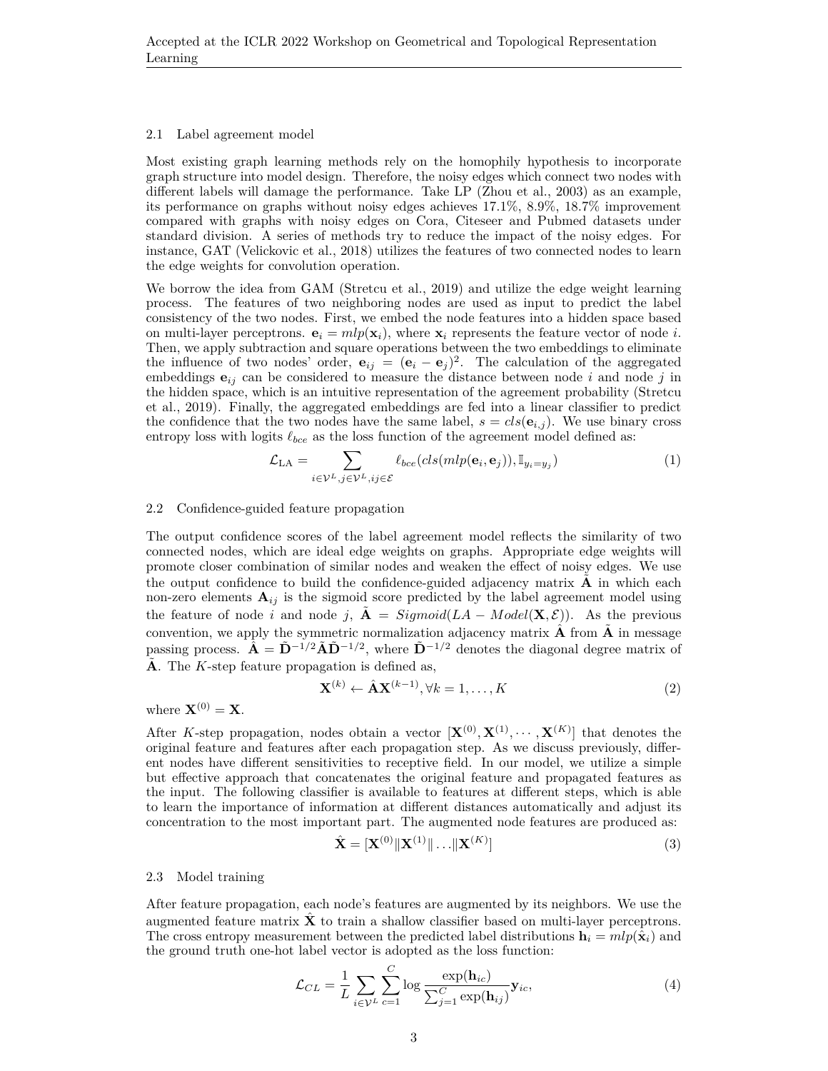### 2.1 Label agreement model

Most existing graph learning methods rely on the homophily hypothesis to incorporate graph structure into model design. Therefore, the noisy edges which connect two nodes with different labels will damage the performance. Take LP (Zhou et al., 2003) as an example, its performance on graphs without noisy edges achieves 17.1%, 8.9%, 18.7% improvement compared with graphs with noisy edges on Cora, Citeseer and Pubmed datasets under standard division. A series of methods try to reduce the impact of the noisy edges. For instance, GAT (Velickovic et al., 2018) utilizes the features of two connected nodes to learn the edge weights for convolution operation.

We borrow the idea from GAM (Stretcu et al., 2019) and utilize the edge weight learning process. The features of two neighboring nodes are used as input to predict the label consistency of the two nodes. First, we embed the node features into a hidden space based on multi-layer perceptrons. $\mathbf{e}_i = mlp(\mathbf{x}_i)$, where $\mathbf{x}_i$ represents the feature vector of node $i$. Then, we apply subtraction and square operations between the two embeddings to eliminate the influence of two nodes' order, $\mathbf{e}_{ij} = (\mathbf{e}_i - \mathbf{e}_j)^2$. The calculation of the aggregated embeddings $\mathbf{e}_{ij}$ can be considered to measure the distance between node $i$ and node $j$ in the hidden space, which is an intuitive representation of the agreement probability (Stretcu et al., 2019). Finally, the aggregated embeddings are fed into a linear classifier to predict the confidence that the two nodes have the same label, $s = cls(\mathbf{e}_{i,j})$. We use binary cross entropy loss with logits $\ell_{bce}$ as the loss function of the agreement model defined as:

$$\mathcal{L}_{\text{LA}} = \sum_{i \in \mathcal{V}^L, j \in \mathcal{V}^L, ij \in \mathcal{E}} \ell_{bce}(cls(mlp(\mathbf{e}_i, \mathbf{e}_j)), \mathbb{I}_{y_i = y_j}) \tag{1}$$

### 2.2 Confidence-guided feature propagation

The output confidence scores of the label agreement model reflects the similarity of two connected nodes, which are ideal edge weights on graphs. Appropriate edge weights will promote closer combination of similar nodes and weaken the effect of noisy edges. We use the output confidence to build the confidence-guided adjacency matrix $\tilde{\mathbf{A}}$ in which each non-zero elements $\mathbf{A}_{ij}$ is the sigmoid score predicted by the label agreement model using the feature of node $i$ and node $j$, $\tilde{\mathbf{A}} = Sigmoid(LA - Model(\mathbf{X}, \mathcal{E}))$. As the previous convention, we apply the symmetric normalization adjacency matrix $\hat{\mathbf{A}}$ from $\tilde{\mathbf{A}}$ in message passing process. $\hat{\mathbf{A}} = \tilde{\mathbf{D}}^{-1/2} \tilde{\mathbf{A}} \tilde{\mathbf{D}}^{-1/2}$, where $\tilde{\mathbf{D}}^{-1/2}$ denotes the diagonal degree matrix of $\tilde{\mathbf{A}}$. The $K$-step feature propagation is defined as,

$$\mathbf{X}^{(k)} \leftarrow \hat{\mathbf{A}} \mathbf{X}^{(k-1)}, \forall k = 1, \ldots, K \tag{2}$$

where $\mathbf{X}^{(0)} = \mathbf{X}$.

After $K$-step propagation, nodes obtain a vector $[\mathbf{X}^{(0)}, \mathbf{X}^{(1)}, \cdots, \mathbf{X}^{(K)}]$ that denotes the original feature and features after each propagation step. As we discuss previously, different nodes have different sensitivities to receptive field. In our model, we utilize a simple but effective approach that concatenates the original feature and propagated features as the input. The following classifier is available to features at different steps, which is able to learn the importance of information at different distances automatically and adjust its concentration to the most important part. The augmented node features are produced as:

$$\hat{\mathbf{X}} = [\mathbf{X}^{(0)} \| \mathbf{X}^{(1)} \| \ldots \| \mathbf{X}^{(K)}] \tag{3}$$

### 2.3 Model training

After feature propagation, each node's features are augmented by its neighbors. We use the augmented feature matrix $\hat{\mathbf{X}}$ to train a shallow classifier based on multi-layer perceptrons. The cross entropy measurement between the predicted label distributions $\mathbf{h}_i = mlp(\hat{\mathbf{x}}_i)$ and the ground truth one-hot label vector is adopted as the loss function:

$$\mathcal{L}_{CL} = \frac{1}{L} \sum_{i \in \mathcal{V}^L} \sum_{c=1}^{C} \log \frac{\exp(\mathbf{h}_{ic})}{\sum_{j=1}^{C} \exp(\mathbf{h}_{ij})} \mathbf{y}_{ic}, \tag{4}$$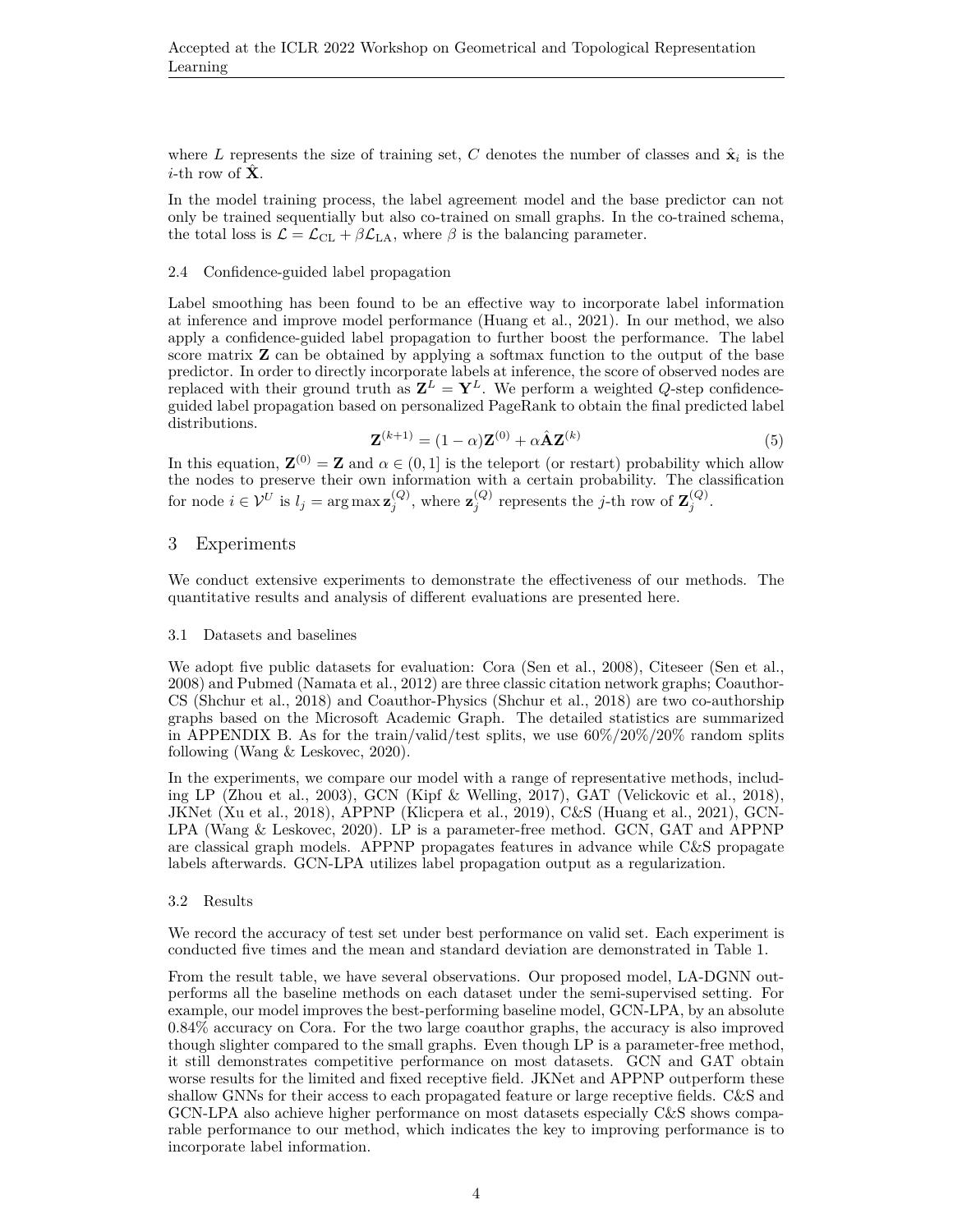where $L$ represents the size of training set, $C$ denotes the number of classes and $\hat{\mathbf{x}}_i$ is the $i$-th row of $\hat{\mathbf{X}}$.

In the model training process, the label agreement model and the base predictor can not only be trained sequentially but also co-trained on small graphs. In the co-trained schema, the total loss is $\mathcal{L} = \mathcal{L}_{\text{CL}} + \beta \mathcal{L}_{\text{LA}}$, where $\beta$ is the balancing parameter.

### 2.4 Confidence-guided label propagation

Label smoothing has been found to be an effective way to incorporate label information at inference and improve model performance (Huang et al., 2021). In our method, we also apply a confidence-guided label propagation to further boost the performance. The label score matrix $\mathbf{Z}$ can be obtained by applying a softmax function to the output of the base predictor. In order to directly incorporate labels at inference, the score of observed nodes are replaced with their ground truth as $\mathbf{Z}^L = \mathbf{Y}^L$. We perform a weighted $Q$-step confidence-guided label propagation based on personalized PageRank to obtain the final predicted label distributions.

$$\mathbf{Z}^{(k+1)} = (1-\alpha)\mathbf{Z}^{(0)} + \alpha \hat{\mathbf{A}} \mathbf{Z}^{(k)} \tag{5}$$

In this equation, $\mathbf{Z}^{(0)} = \mathbf{Z}$ and $\alpha \in (0, 1]$ is the teleport (or restart) probability which allow the nodes to preserve their own information with a certain probability. The classification for node $i \in \mathcal{V}^U$ is $l_j = \arg\max \mathbf{z}_j^{(Q)}$, where $\mathbf{z}_j^{(Q)}$ represents the $j$-th row of $\mathbf{Z}_j^{(Q)}$.

## 3 Experiments

We conduct extensive experiments to demonstrate the effectiveness of our methods. The quantitative results and analysis of different evaluations are presented here.

### 3.1 Datasets and baselines

We adopt five public datasets for evaluation: Cora (Sen et al., 2008), Citeseer (Sen et al., 2008) and Pubmed (Namata et al., 2012) are three classic citation network graphs; Coauthor-CS (Shchur et al., 2018) and Coauthor-Physics (Shchur et al., 2018) are two co-authorship graphs based on the Microsoft Academic Graph. The detailed statistics are summarized in APPENDIX B. As for the train/valid/test splits, we use 60%/20%/20% random splits following (Wang & Leskovec, 2020).

In the experiments, we compare our model with a range of representative methods, including LP (Zhou et al., 2003), GCN (Kipf & Welling, 2017), GAT (Velickovic et al., 2018), JKNet (Xu et al., 2018), APPNP (Klicpera et al., 2019), C&S (Huang et al., 2021), GCN-LPA (Wang & Leskovec, 2020). LP is a parameter-free method. GCN, GAT and APPNP are classical graph models. APPNP propagates features in advance while C&S propagate labels afterwards. GCN-LPA utilizes label propagation output as a regularization.

### 3.2 Results

We record the accuracy of test set under best performance on valid set. Each experiment is conducted five times and the mean and standard deviation are demonstrated in Table 1.

From the result table, we have several observations. Our proposed model, LA-DGNN outperforms all the baseline methods on each dataset under the semi-supervised setting. For example, our model improves the best-performing baseline model, GCN-LPA, by an absolute 0.84% accuracy on Cora. For the two large coauthor graphs, the accuracy is also improved though slighter compared to the small graphs. Even though LP is a parameter-free method, it still demonstrates competitive performance on most datasets. GCN and GAT obtain worse results for the limited and fixed receptive field. JKNet and APPNP outperform these shallow GNNs for their access to each propagated feature or large receptive fields. C&S and GCN-LPA also achieve higher performance on most datasets especially C&S shows comparable performance to our method, which indicates the key to improving performance is to incorporate label information.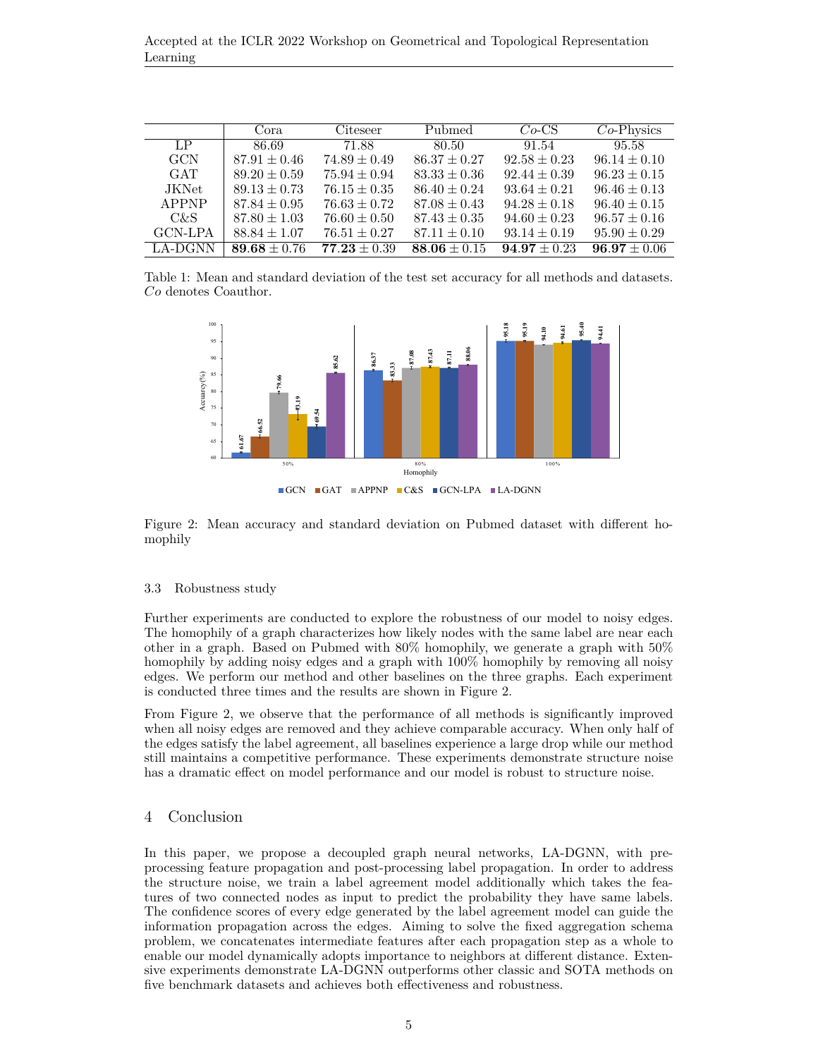| | Cora | Citeseer | Pubmed | *Co*-CS | *Co*-Physics |
|---|---|---|---|---|---|
| LP | 86.69 | 71.88 | 80.50 | 91.54 | 95.58 |
| GCN | $87.91 \pm 0.46$ | $74.89 \pm 0.49$ | $86.37 \pm 0.27$ | $92.58 \pm 0.23$ | $96.14 \pm 0.10$ |
| GAT | $89.20 \pm 0.59$ | $75.94 \pm 0.94$ | $83.33 \pm 0.36$ | $92.44 \pm 0.39$ | $96.23 \pm 0.15$ |
| JKNet | $89.13 \pm 0.73$ | $76.15 \pm 0.35$ | $86.40 \pm 0.24$ | $93.64 \pm 0.21$ | $96.46 \pm 0.13$ |
| APPNP | $87.84 \pm 0.95$ | $76.63 \pm 0.72$ | $87.08 \pm 0.43$ | $94.28 \pm 0.18$ | $96.40 \pm 0.15$ |
| C&S | $87.80 \pm 1.03$ | $76.60 \pm 0.50$ | $87.43 \pm 0.35$ | $94.60 \pm 0.23$ | $96.57 \pm 0.16$ |
| GCN-LPA | $88.84 \pm 1.07$ | $76.51 \pm 0.27$ | $87.11 \pm 0.10$ | $93.14 \pm 0.19$ | $95.90 \pm 0.29$ |
| LA-DGNN | $\mathbf{89.68} \pm 0.76$ | $\mathbf{77.23} \pm 0.39$ | $\mathbf{88.06} \pm 0.15$ | $\mathbf{94.97} \pm 0.23$ | $\mathbf{96.97} \pm 0.06$ |

Table 1: Mean and standard deviation of the test set accuracy for all methods and datasets. *Co* denotes Coauthor.

Figure 2: Mean accuracy and standard deviation on Pubmed dataset with different homophily

### 3.3 Robustness study

Further experiments are conducted to explore the robustness of our model to noisy edges. The homophily of a graph characterizes how likely nodes with the same label are near each other in a graph. Based on Pubmed with 80% homophily, we generate a graph with 50% homophily by adding noisy edges and a graph with 100% homophily by removing all noisy edges. We perform our method and other baselines on the three graphs. Each experiment is conducted three times and the results are shown in Figure 2.

From Figure 2, we observe that the performance of all methods is significantly improved when all noisy edges are removed and they achieve comparable accuracy. When only half of the edges satisfy the label agreement, all baselines experience a large drop while our method still maintains a competitive performance. These experiments demonstrate structure noise has a dramatic effect on model performance and our model is robust to structure noise.

## 4 Conclusion

In this paper, we propose a decoupled graph neural networks, LA-DGNN, with pre-processing feature propagation and post-processing label propagation. In order to address the structure noise, we train a label agreement model additionally which takes the features of two connected nodes as input to predict the probability they have same labels. The confidence scores of every edge generated by the label agreement model can guide the information propagation across the edges. Aiming to solve the fixed aggregation schema problem, we concatenates intermediate features after each propagation step as a whole to enable our model dynamically adopts importance to neighbors at different distance. Extensive experiments demonstrate LA-DGNN outperforms other classic and SOTA methods on five benchmark datasets and achieves both effectiveness and robustness.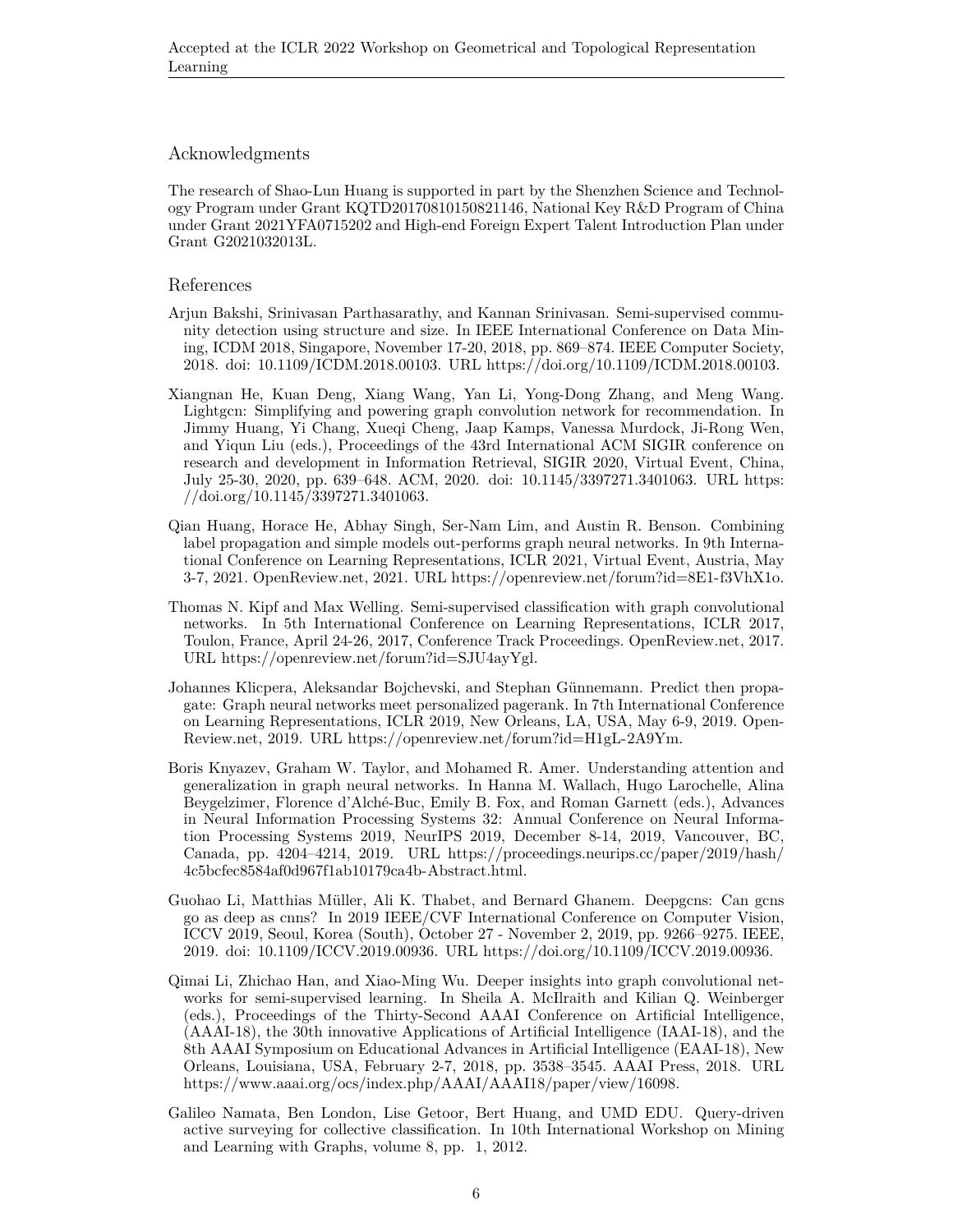## Acknowledgments

The research of Shao-Lun Huang is supported in part by the Shenzhen Science and Technology Program under Grant KQTD20170810150821146, National Key R&D Program of China under Grant 2021YFA0715202 and High-end Foreign Expert Talent Introduction Plan under Grant G2021032013L.

## References

Arjun Bakshi, Srinivasan Parthasarathy, and Kannan Srinivasan. Semi-supervised community detection using structure and size. In IEEE International Conference on Data Mining, ICDM 2018, Singapore, November 17-20, 2018, pp. 869–874. IEEE Computer Society, 2018. doi: 10.1109/ICDM.2018.00103. URL https://doi.org/10.1109/ICDM.2018.00103.

Xiangnan He, Kuan Deng, Xiang Wang, Yan Li, Yong-Dong Zhang, and Meng Wang. Lightgcn: Simplifying and powering graph convolution network for recommendation. In Jimmy Huang, Yi Chang, Xueqi Cheng, Jaap Kamps, Vanessa Murdock, Ji-Rong Wen, and Yiqun Liu (eds.), Proceedings of the 43rd International ACM SIGIR conference on research and development in Information Retrieval, SIGIR 2020, Virtual Event, China, July 25-30, 2020, pp. 639–648. ACM, 2020. doi: 10.1145/3397271.3401063. URL https://doi.org/10.1145/3397271.3401063.

Qian Huang, Horace He, Abhay Singh, Ser-Nam Lim, and Austin R. Benson. Combining label propagation and simple models out-performs graph neural networks. In 9th International Conference on Learning Representations, ICLR 2021, Virtual Event, Austria, May 3-7, 2021. OpenReview.net, 2021. URL https://openreview.net/forum?id=8E1-f3VhX1o.

Thomas N. Kipf and Max Welling. Semi-supervised classification with graph convolutional networks. In 5th International Conference on Learning Representations, ICLR 2017, Toulon, France, April 24-26, 2017, Conference Track Proceedings. OpenReview.net, 2017. URL https://openreview.net/forum?id=SJU4ayYgl.

Johannes Klicpera, Aleksandar Bojchevski, and Stephan Günnemann. Predict then propagate: Graph neural networks meet personalized pagerank. In 7th International Conference on Learning Representations, ICLR 2019, New Orleans, LA, USA, May 6-9, 2019. OpenReview.net, 2019. URL https://openreview.net/forum?id=H1gL-2A9Ym.

Boris Knyazev, Graham W. Taylor, and Mohamed R. Amer. Understanding attention and generalization in graph neural networks. In Hanna M. Wallach, Hugo Larochelle, Alina Beygelzimer, Florence d'Alché-Buc, Emily B. Fox, and Roman Garnett (eds.), Advances in Neural Information Processing Systems 32: Annual Conference on Neural Information Processing Systems 2019, NeurIPS 2019, December 8-14, 2019, Vancouver, BC, Canada, pp. 4204–4214, 2019. URL https://proceedings.neurips.cc/paper/2019/hash/4c5bcfec8584af0d967f1ab10179ca4b-Abstract.html.

Guohao Li, Matthias Müller, Ali K. Thabet, and Bernard Ghanem. Deepgcns: Can gcns go as deep as cnns? In 2019 IEEE/CVF International Conference on Computer Vision, ICCV 2019, Seoul, Korea (South), October 27 - November 2, 2019, pp. 9266–9275. IEEE, 2019. doi: 10.1109/ICCV.2019.00936. URL https://doi.org/10.1109/ICCV.2019.00936.

Qimai Li, Zhichao Han, and Xiao-Ming Wu. Deeper insights into graph convolutional networks for semi-supervised learning. In Sheila A. McIlraith and Kilian Q. Weinberger (eds.), Proceedings of the Thirty-Second AAAI Conference on Artificial Intelligence, (AAAI-18), the 30th innovative Applications of Artificial Intelligence (IAAI-18), and the 8th AAAI Symposium on Educational Advances in Artificial Intelligence (EAAI-18), New Orleans, Louisiana, USA, February 2-7, 2018, pp. 3538–3545. AAAI Press, 2018. URL https://www.aaai.org/ocs/index.php/AAAI/AAAI18/paper/view/16098.

Galileo Namata, Ben London, Lise Getoor, Bert Huang, and UMD EDU. Query-driven active surveying for collective classification. In 10th International Workshop on Mining and Learning with Graphs, volume 8, pp. 1, 2012.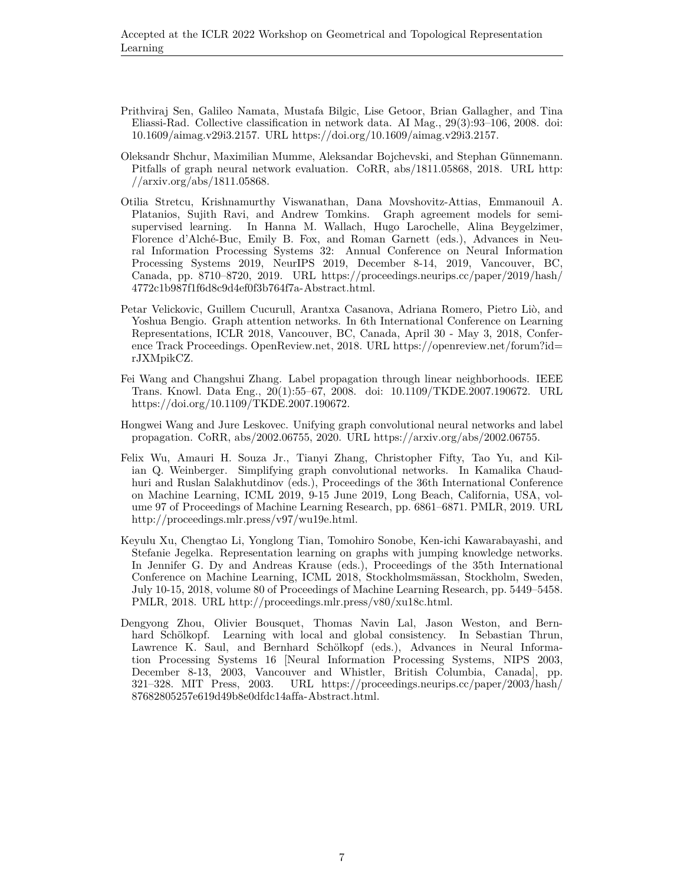Prithviraj Sen, Galileo Namata, Mustafa Bilgic, Lise Getoor, Brian Gallagher, and Tina Eliassi-Rad. Collective classification in network data. AI Mag., 29(3):93–106, 2008. doi: 10.1609/aimag.v29i3.2157. URL https://doi.org/10.1609/aimag.v29i3.2157.

Oleksandr Shchur, Maximilian Mumme, Aleksandar Bojchevski, and Stephan Günnemann. Pitfalls of graph neural network evaluation. CoRR, abs/1811.05868, 2018. URL http://arxiv.org/abs/1811.05868.

Otilia Stretcu, Krishnamurthy Viswanathan, Dana Movshovitz-Attias, Emmanouil A. Platanios, Sujith Ravi, and Andrew Tomkins. Graph agreement models for semi-supervised learning. In Hanna M. Wallach, Hugo Larochelle, Alina Beygelzimer, Florence d'Alché-Buc, Emily B. Fox, and Roman Garnett (eds.), Advances in Neural Information Processing Systems 32: Annual Conference on Neural Information Processing Systems 2019, NeurIPS 2019, December 8-14, 2019, Vancouver, BC, Canada, pp. 8710–8720, 2019. URL https://proceedings.neurips.cc/paper/2019/hash/4772c1b987f1f6d8c9d4ef0f3b764f7a-Abstract.html.

Petar Velickovic, Guillem Cucurull, Arantxa Casanova, Adriana Romero, Pietro Liò, and Yoshua Bengio. Graph attention networks. In 6th International Conference on Learning Representations, ICLR 2018, Vancouver, BC, Canada, April 30 - May 3, 2018, Conference Track Proceedings. OpenReview.net, 2018. URL https://openreview.net/forum?id=rJXMpikCZ.

Fei Wang and Changshui Zhang. Label propagation through linear neighborhoods. IEEE Trans. Knowl. Data Eng., 20(1):55–67, 2008. doi: 10.1109/TKDE.2007.190672. URL https://doi.org/10.1109/TKDE.2007.190672.

Hongwei Wang and Jure Leskovec. Unifying graph convolutional neural networks and label propagation. CoRR, abs/2002.06755, 2020. URL https://arxiv.org/abs/2002.06755.

Felix Wu, Amauri H. Souza Jr., Tianyi Zhang, Christopher Fifty, Tao Yu, and Kilian Q. Weinberger. Simplifying graph convolutional networks. In Kamalika Chaudhuri and Ruslan Salakhutdinov (eds.), Proceedings of the 36th International Conference on Machine Learning, ICML 2019, 9-15 June 2019, Long Beach, California, USA, volume 97 of Proceedings of Machine Learning Research, pp. 6861–6871. PMLR, 2019. URL http://proceedings.mlr.press/v97/wu19e.html.

Keyulu Xu, Chengtao Li, Yonglong Tian, Tomohiro Sonobe, Ken-ichi Kawarabayashi, and Stefanie Jegelka. Representation learning on graphs with jumping knowledge networks. In Jennifer G. Dy and Andreas Krause (eds.), Proceedings of the 35th International Conference on Machine Learning, ICML 2018, Stockholmsmässan, Stockholm, Sweden, July 10-15, 2018, volume 80 of Proceedings of Machine Learning Research, pp. 5449–5458. PMLR, 2018. URL http://proceedings.mlr.press/v80/xu18c.html.

Dengyong Zhou, Olivier Bousquet, Thomas Navin Lal, Jason Weston, and Bernhard Schölkopf. Learning with local and global consistency. In Sebastian Thrun, Lawrence K. Saul, and Bernhard Schölkopf (eds.), Advances in Neural Information Processing Systems 16 [Neural Information Processing Systems, NIPS 2003, December 8-13, 2003, Vancouver and Whistler, British Columbia, Canada], pp. 321–328. MIT Press, 2003. URL https://proceedings.neurips.cc/paper/2003/hash/87682805257e619d49b8e0dfdc14affa-Abstract.html.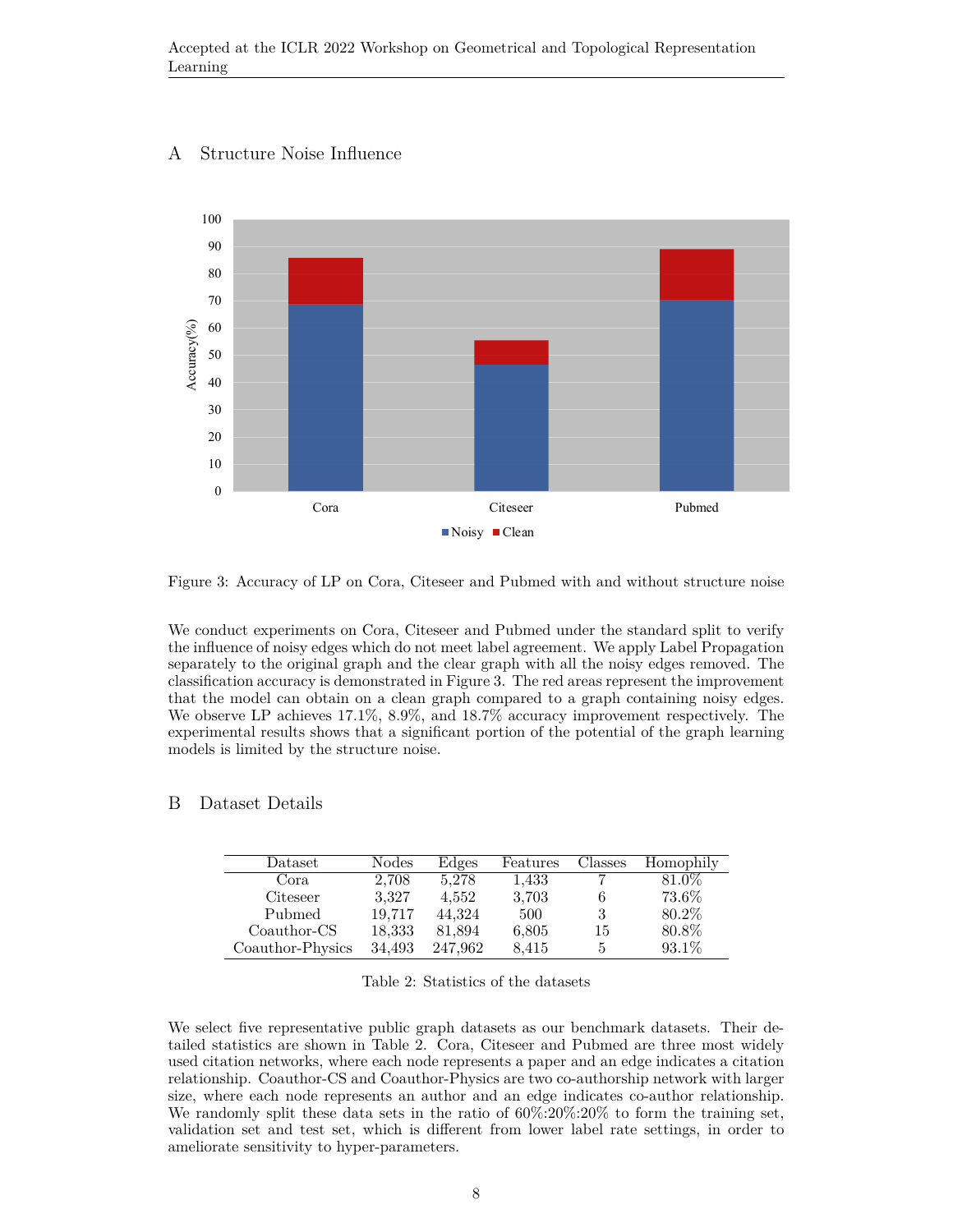## A Structure Noise Influence

Figure 3: Accuracy of LP on Cora, Citeseer and Pubmed with and without structure noise

We conduct experiments on Cora, Citeseer and Pubmed under the standard split to verify the influence of noisy edges which do not meet label agreement. We apply Label Propagation separately to the original graph and the clear graph with all the noisy edges removed. The classification accuracy is demonstrated in Figure 3. The red areas represent the improvement that the model can obtain on a clean graph compared to a graph containing noisy edges. We observe LP achieves 17.1%, 8.9%, and 18.7% accuracy improvement respectively. The experimental results shows that a significant portion of the potential of the graph learning models is limited by the structure noise.

## B Dataset Details

| Dataset | Nodes | Edges | Features | Classes | Homophily |
|---|---|---|---|---|---|
| Cora | 2,708 | 5,278 | 1,433 | 7 | 81.0% |
| Citeseer | 3,327 | 4,552 | 3,703 | 6 | 73.6% |
| Pubmed | 19,717 | 44,324 | 500 | 3 | 80.2% |
| Coauthor-CS | 18,333 | 81,894 | 6,805 | 15 | 80.8% |
| Coauthor-Physics | 34,493 | 247,962 | 8,415 | 5 | 93.1% |

Table 2: Statistics of the datasets

We select five representative public graph datasets as our benchmark datasets. Their detailed statistics are shown in Table 2. Cora, Citeseer and Pubmed are three most widely used citation networks, where each node represents a paper and an edge indicates a citation relationship. Coauthor-CS and Coauthor-Physics are two co-authorship network with larger size, where each node represents an author and an edge indicates co-author relationship. We randomly split these data sets in the ratio of 60%:20%:20% to form the training set, validation set and test set, which is different from lower label rate settings, in order to ameliorate sensitivity to hyper-parameters.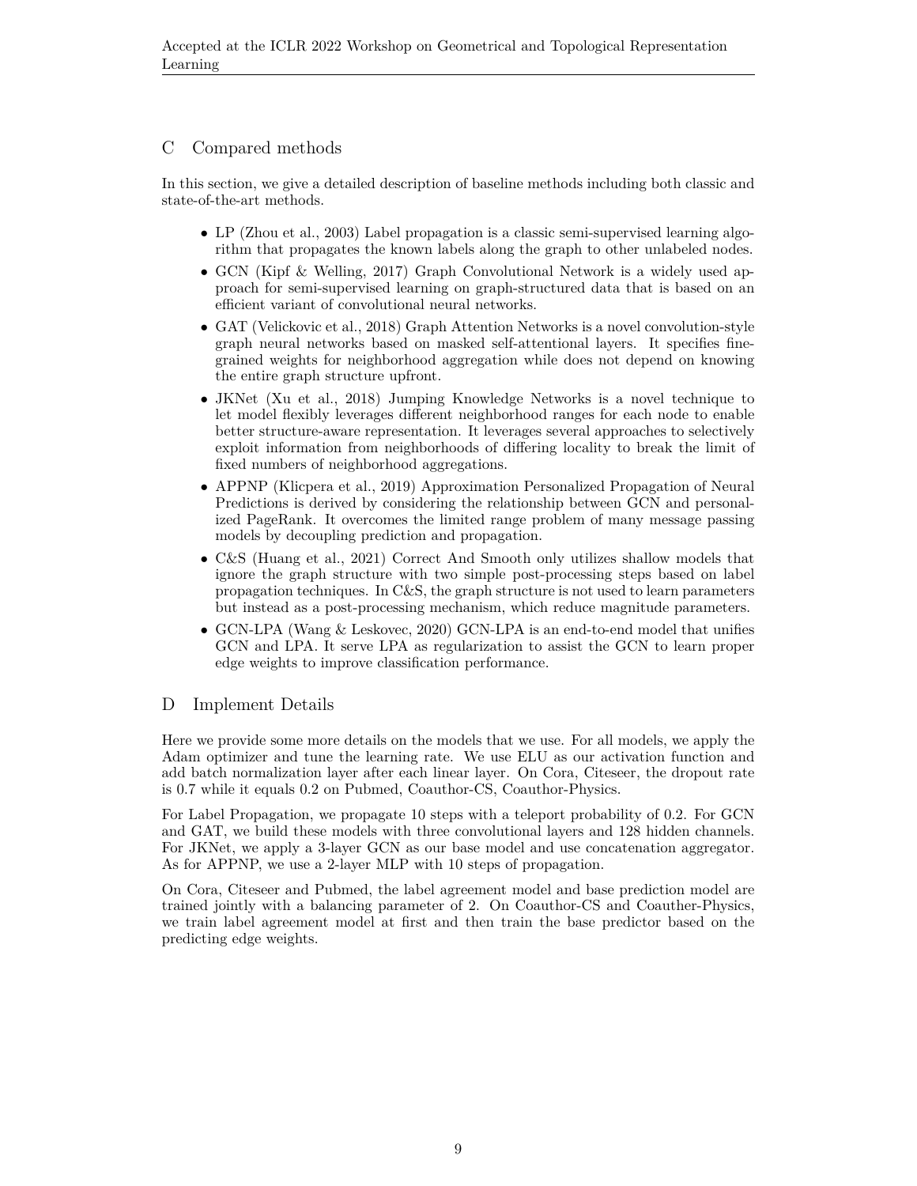## C Compared methods

In this section, we give a detailed description of baseline methods including both classic and state-of-the-art methods.

- LP (Zhou et al., 2003) Label propagation is a classic semi-supervised learning algorithm that propagates the known labels along the graph to other unlabeled nodes.
- GCN (Kipf & Welling, 2017) Graph Convolutional Network is a widely used approach for semi-supervised learning on graph-structured data that is based on an efficient variant of convolutional neural networks.
- GAT (Velickovic et al., 2018) Graph Attention Networks is a novel convolution-style graph neural networks based on masked self-attentional layers. It specifies fine-grained weights for neighborhood aggregation while does not depend on knowing the entire graph structure upfront.
- JKNet (Xu et al., 2018) Jumping Knowledge Networks is a novel technique to let model flexibly leverages different neighborhood ranges for each node to enable better structure-aware representation. It leverages several approaches to selectively exploit information from neighborhoods of differing locality to break the limit of fixed numbers of neighborhood aggregations.
- APPNP (Klicpera et al., 2019) Approximation Personalized Propagation of Neural Predictions is derived by considering the relationship between GCN and personalized PageRank. It overcomes the limited range problem of many message passing models by decoupling prediction and propagation.
- C&S (Huang et al., 2021) Correct And Smooth only utilizes shallow models that ignore the graph structure with two simple post-processing steps based on label propagation techniques. In C&S, the graph structure is not used to learn parameters but instead as a post-processing mechanism, which reduce magnitude parameters.
- GCN-LPA (Wang & Leskovec, 2020) GCN-LPA is an end-to-end model that unifies GCN and LPA. It serve LPA as regularization to assist the GCN to learn proper edge weights to improve classification performance.

## D Implement Details

Here we provide some more details on the models that we use. For all models, we apply the Adam optimizer and tune the learning rate. We use ELU as our activation function and add batch normalization layer after each linear layer. On Cora, Citeseer, the dropout rate is 0.7 while it equals 0.2 on Pubmed, Coauthor-CS, Coauthor-Physics.

For Label Propagation, we propagate 10 steps with a teleport probability of 0.2. For GCN and GAT, we build these models with three convolutional layers and 128 hidden channels. For JKNet, we apply a 3-layer GCN as our base model and use concatenation aggregator. As for APPNP, we use a 2-layer MLP with 10 steps of propagation.

On Cora, Citeseer and Pubmed, the label agreement model and base prediction model are trained jointly with a balancing parameter of 2. On Coauthor-CS and Coauther-Physics, we train label agreement model at first and then train the base predictor based on the predicting edge weights.